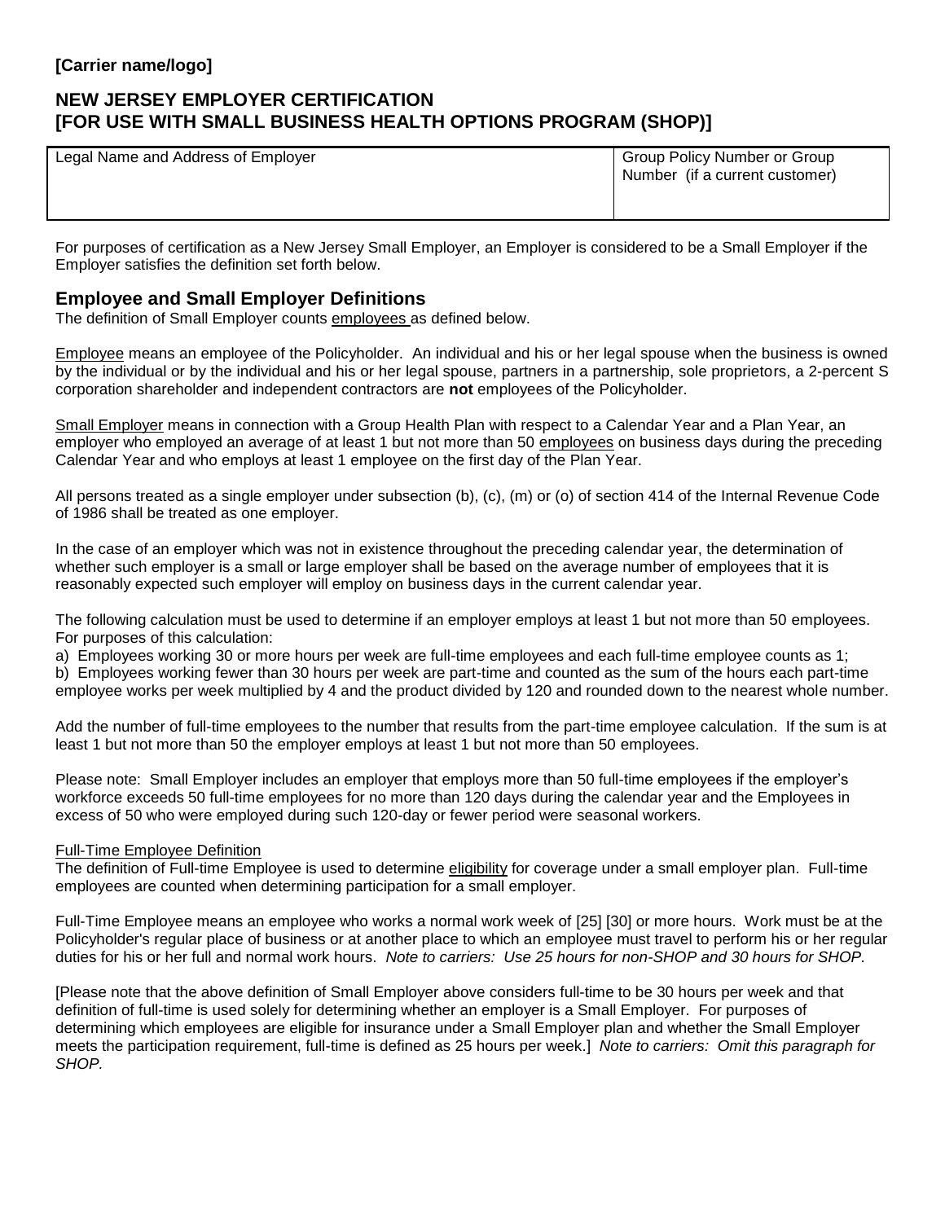**[Carrier name/logo]**

## NEW JERSEY EMPLOYER CERTIFICATION [FOR USE WITH SMALL BUSINESS HEALTH OPTIONS PROGRAM (SHOP)]

| Legal Name and Address of Employer | Group Policy Number or Group Number (if a current customer) |
| --- | --- |
| | |

For purposes of certification as a New Jersey Small Employer, an Employer is considered to be a Small Employer if the Employer satisfies the definition set forth below.

### Employee and Small Employer Definitions

The definition of Small Employer counts employees as defined below.

Employee means an employee of the Policyholder. An individual and his or her legal spouse when the business is owned by the individual or by the individual and his or her legal spouse, partners in a partnership, sole proprietors, a 2-percent S corporation shareholder and independent contractors are **not** employees of the Policyholder.

Small Employer means in connection with a Group Health Plan with respect to a Calendar Year and a Plan Year, an employer who employed an average of at least 1 but not more than 50 employees on business days during the preceding Calendar Year and who employs at least 1 employee on the first day of the Plan Year.

All persons treated as a single employer under subsection (b), (c), (m) or (o) of section 414 of the Internal Revenue Code of 1986 shall be treated as one employer.

In the case of an employer which was not in existence throughout the preceding calendar year, the determination of whether such employer is a small or large employer shall be based on the average number of employees that it is reasonably expected such employer will employ on business days in the current calendar year.

The following calculation must be used to determine if an employer employs at least 1 but not more than 50 employees. For purposes of this calculation:

a) Employees working 30 or more hours per week are full-time employees and each full-time employee counts as 1;
b) Employees working fewer than 30 hours per week are part-time and counted as the sum of the hours each part-time employee works per week multiplied by 4 and the product divided by 120 and rounded down to the nearest whole number.

Add the number of full-time employees to the number that results from the part-time employee calculation. If the sum is at least 1 but not more than 50 the employer employs at least 1 but not more than 50 employees.

Please note: Small Employer includes an employer that employs more than 50 full-time employees if the employer's workforce exceeds 50 full-time employees for no more than 120 days during the calendar year and the Employees in excess of 50 who were employed during such 120-day or fewer period were seasonal workers.

Full-Time Employee Definition

The definition of Full-time Employee is used to determine eligibility for coverage under a small employer plan. Full-time employees are counted when determining participation for a small employer.

Full-Time Employee means an employee who works a normal work week of [25] [30] or more hours. Work must be at the Policyholder's regular place of business or at another place to which an employee must travel to perform his or her regular duties for his or her full and normal work hours. *Note to carriers: Use 25 hours for non-SHOP and 30 hours for SHOP.*

[Please note that the above definition of Small Employer above considers full-time to be 30 hours per week and that definition of full-time is used solely for determining whether an employer is a Small Employer. For purposes of determining which employees are eligible for insurance under a Small Employer plan and whether the Small Employer meets the participation requirement, full-time is defined as 25 hours per week.] *Note to carriers: Omit this paragraph for SHOP.*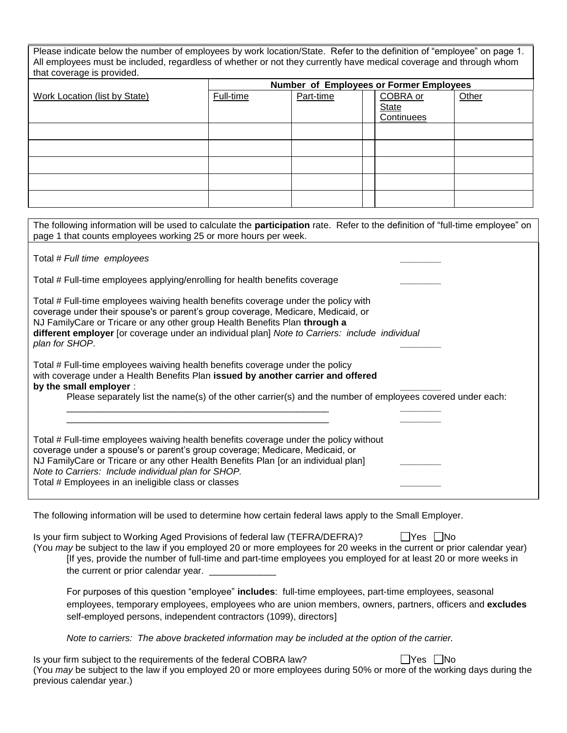Please indicate below the number of employees by work location/State. Refer to the definition of "employee" on page 1. All employees must be included, regardless of whether or not they currently have medical coverage and through whom that coverage is provided.

| Work Location (list by State) | Number of Employees or Former Employees | | | |
|---|---|---|---|---|
| | Full-time | Part-time | COBRA or State Continuees | Other |
| | | | | |
| | | | | |
| | | | | |
| | | | | |
| | | | | |

The following information will be used to calculate the **participation** rate. Refer to the definition of "full-time employee" on page 1 that counts employees working 25 or more hours per week.

Total # *Full time employees* ________

Total # Full-time employees applying/enrolling for health benefits coverage ________

Total # Full-time employees waiving health benefits coverage under the policy with coverage under their spouse's or parent's group coverage, Medicare, Medicaid, or NJ FamilyCare or Tricare or any other group Health Benefits Plan **through a different employer** [or coverage under an individual plan] *Note to Carriers: include individual plan for SHOP*. ________

Total # Full-time employees waiving health benefits coverage under the policy with coverage under a Health Benefits Plan **issued by another carrier and offered by the small employer** : ________

Please separately list the name(s) of the other carrier(s) and the number of employees covered under each:

_____________________________________________________ ________

_____________________________________________________ ________

Total # Full-time employees waiving health benefits coverage under the policy without coverage under a spouse's or parent's group coverage; Medicare, Medicaid, or NJ FamilyCare or Tricare or any other Health Benefits Plan [or an individual plan] ________

*Note to Carriers: Include individual plan for SHOP.*

Total # Employees in an ineligible class or classes ________

The following information will be used to determine how certain federal laws apply to the Small Employer.

Is your firm subject to Working Aged Provisions of federal law (TEFRA/DEFRA)? ☐Yes ☐No

(You *may* be subject to the law if you employed 20 or more employees for 20 weeks in the current or prior calendar year)

[If yes, provide the number of full-time and part-time employees you employed for at least 20 or more weeks in the current or prior calendar year. _____________

For purposes of this question "employee" **includes**: full-time employees, part-time employees, seasonal employees, temporary employees, employees who are union members, owners, partners, officers and **excludes** self-employed persons, independent contractors (1099), directors]

*Note to carriers: The above bracketed information may be included at the option of the carrier.*

Is your firm subject to the requirements of the federal COBRA law? ☐Yes ☐No

(You *may* be subject to the law if you employed 20 or more employees during 50% or more of the working days during the previous calendar year.)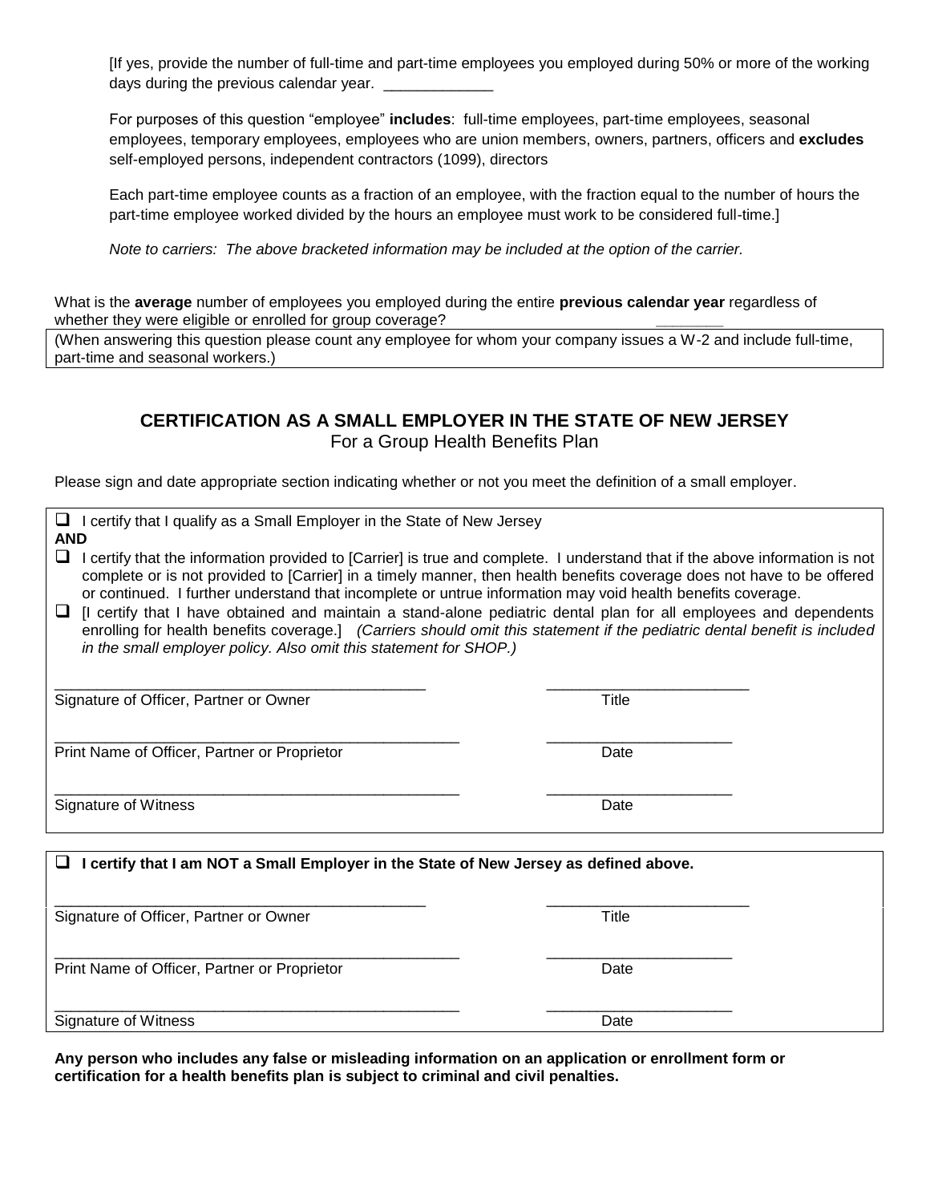[If yes, provide the number of full-time and part-time employees you employed during 50% or more of the working days during the previous calendar year. _____________

For purposes of this question "employee" **includes**: full-time employees, part-time employees, seasonal employees, temporary employees, employees who are union members, owners, partners, officers and **excludes** self-employed persons, independent contractors (1099), directors

Each part-time employee counts as a fraction of an employee, with the fraction equal to the number of hours the part-time employee worked divided by the hours an employee must work to be considered full-time.]

*Note to carriers: The above bracketed information may be included at the option of the carrier.*

What is the **average** number of employees you employed during the entire **previous calendar year** regardless of whether they were eligible or enrolled for group coverage? ________

(When answering this question please count any employee for whom your company issues a W-2 and include full-time, part-time and seasonal workers.)

## CERTIFICATION AS A SMALL EMPLOYER IN THE STATE OF NEW JERSEY

For a Group Health Benefits Plan

Please sign and date appropriate section indicating whether or not you meet the definition of a small employer.

- ❑ I certify that I qualify as a Small Employer in the State of New Jersey

**AND**

- ❑ I certify that the information provided to [Carrier] is true and complete. I understand that if the above information is not complete or is not provided to [Carrier] in a timely manner, then health benefits coverage does not have to be offered or continued. I further understand that incomplete or untrue information may void health benefits coverage.
- ❑ [I certify that I have obtained and maintain a stand-alone pediatric dental plan for all employees and dependents enrolling for health benefits coverage.] *(Carriers should omit this statement if the pediatric dental benefit is included in the small employer policy. Also omit this statement for SHOP.)*

_____________________________________________ ________________________
Signature of Officer, Partner or Owner Title

_________________________________________________ ______________________
Print Name of Officer, Partner or Proprietor Date

_________________________________________________ ______________________
Signature of Witness Date

- ❑ **I certify that I am NOT a Small Employer in the State of New Jersey as defined above.**

_____________________________________________ ________________________
Signature of Officer, Partner or Owner Title

_________________________________________________ ______________________
Print Name of Officer, Partner or Proprietor Date

_________________________________________________ ______________________
Signature of Witness Date

**Any person who includes any false or misleading information on an application or enrollment form or certification for a health benefits plan is subject to criminal and civil penalties.**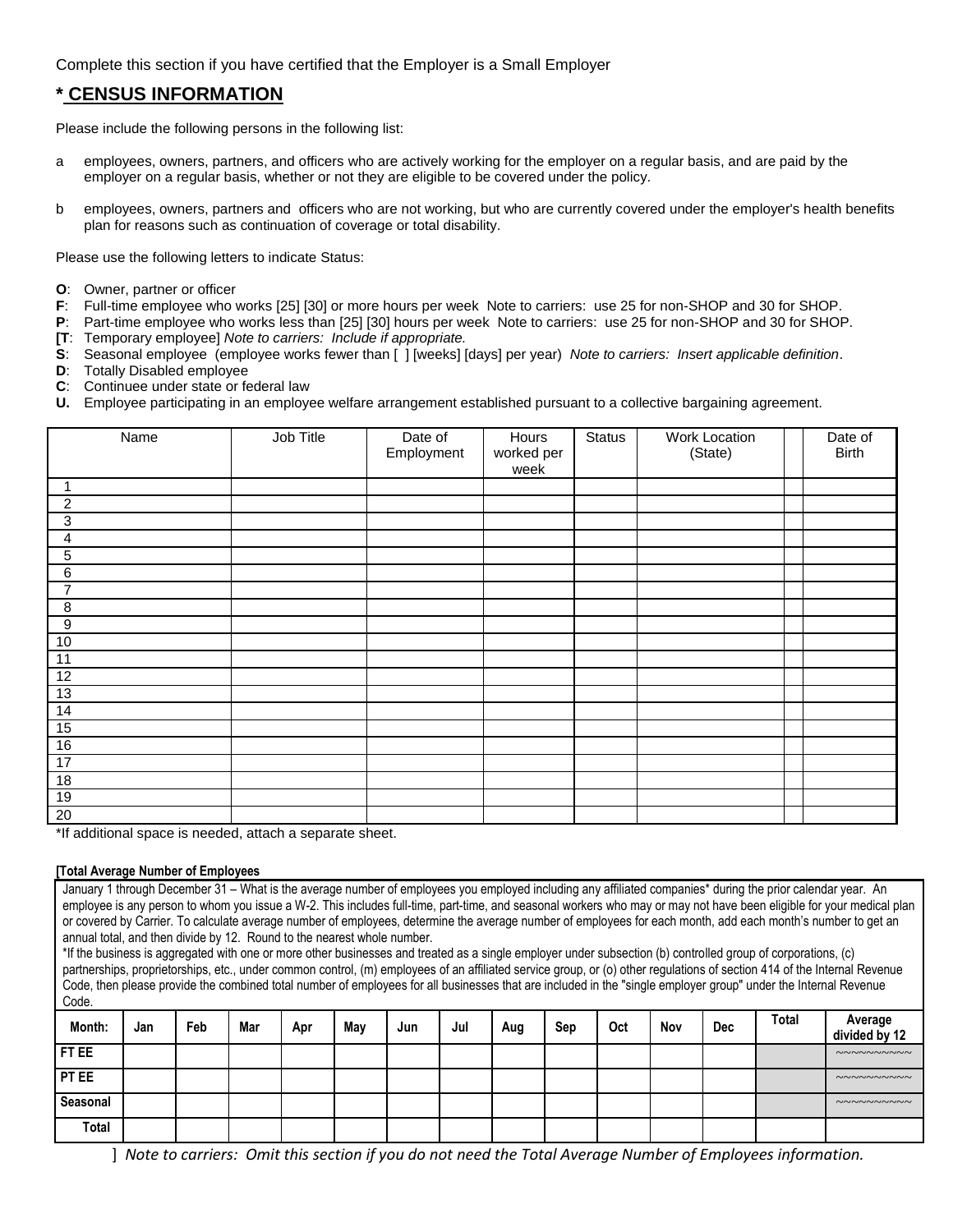Complete this section if you have certified that the Employer is a Small Employer

## * CENSUS INFORMATION

Please include the following persons in the following list:

a employees, owners, partners, and officers who are actively working for the employer on a regular basis, and are paid by the employer on a regular basis, whether or not they are eligible to be covered under the policy.

b employees, owners, partners and officers who are not working, but who are currently covered under the employer's health benefits plan for reasons such as continuation of coverage or total disability.

Please use the following letters to indicate Status:

**O**: Owner, partner or officer
**F**: Full-time employee who works [25] [30] or more hours per week Note to carriers: use 25 for non-SHOP and 30 for SHOP.
**P**: Part-time employee who works less than [25] [30] hours per week Note to carriers: use 25 for non-SHOP and 30 for SHOP.
**[T**: Temporary employee] *Note to carriers: Include if appropriate.*
**S**: Seasonal employee (employee works fewer than [ ] [weeks] [days] per year) *Note to carriers: Insert applicable definition*.
**D**: Totally Disabled employee
**C**: Continuee under state or federal law
**U.** Employee participating in an employee welfare arrangement established pursuant to a collective bargaining agreement.

| Name | Job Title | Date of Employment | Hours worked per week | Status | Work Location (State) | | Date of Birth |
|---|---|---|---|---|---|---|---|
| 1 | | | | | | | |
| 2 | | | | | | | |
| 3 | | | | | | | |
| 4 | | | | | | | |
| 5 | | | | | | | |
| 6 | | | | | | | |
| 7 | | | | | | | |
| 8 | | | | | | | |
| 9 | | | | | | | |
| 10 | | | | | | | |
| 11 | | | | | | | |
| 12 | | | | | | | |
| 13 | | | | | | | |
| 14 | | | | | | | |
| 15 | | | | | | | |
| 16 | | | | | | | |
| 17 | | | | | | | |
| 18 | | | | | | | |
| 19 | | | | | | | |
| 20 | | | | | | | |

*If additional space is needed, attach a separate sheet.

**[Total Average Number of Employees**

January 1 through December 31 – What is the average number of employees you employed including any affiliated companies* during the prior calendar year. An employee is any person to whom you issue a W-2. This includes full-time, part-time, and seasonal workers who may or may not have been eligible for your medical plan or covered by Carrier. To calculate average number of employees, determine the average number of employees for each month, add each month's number to get an annual total, and then divide by 12. Round to the nearest whole number.

*If the business is aggregated with one or more other businesses and treated as a single employer under subsection (b) controlled group of corporations, (c) partnerships, proprietorships, etc., under common control, (m) employees of an affiliated service group, or (o) other regulations of section 414 of the Internal Revenue Code, then please provide the combined total number of employees for all businesses that are included in the "single employer group" under the Internal Revenue Code.

| Month: | Jan | Feb | Mar | Apr | May | Jun | Jul | Aug | Sep | Oct | Nov | Dec | Total | Average divided by 12 |
|---|---|---|---|---|---|---|---|---|---|---|---|---|---|---|
| FT EE | | | | | | | | | | | | | | ~~~~~~~~~~ |
| PT EE | | | | | | | | | | | | | | ~~~~~~~~~~ |
| Seasonal | | | | | | | | | | | | | | ~~~~~~~~~~ |
| Total | | | | | | | | | | | | | | |

] *Note to carriers: Omit this section if you do not need the Total Average Number of Employees information.*